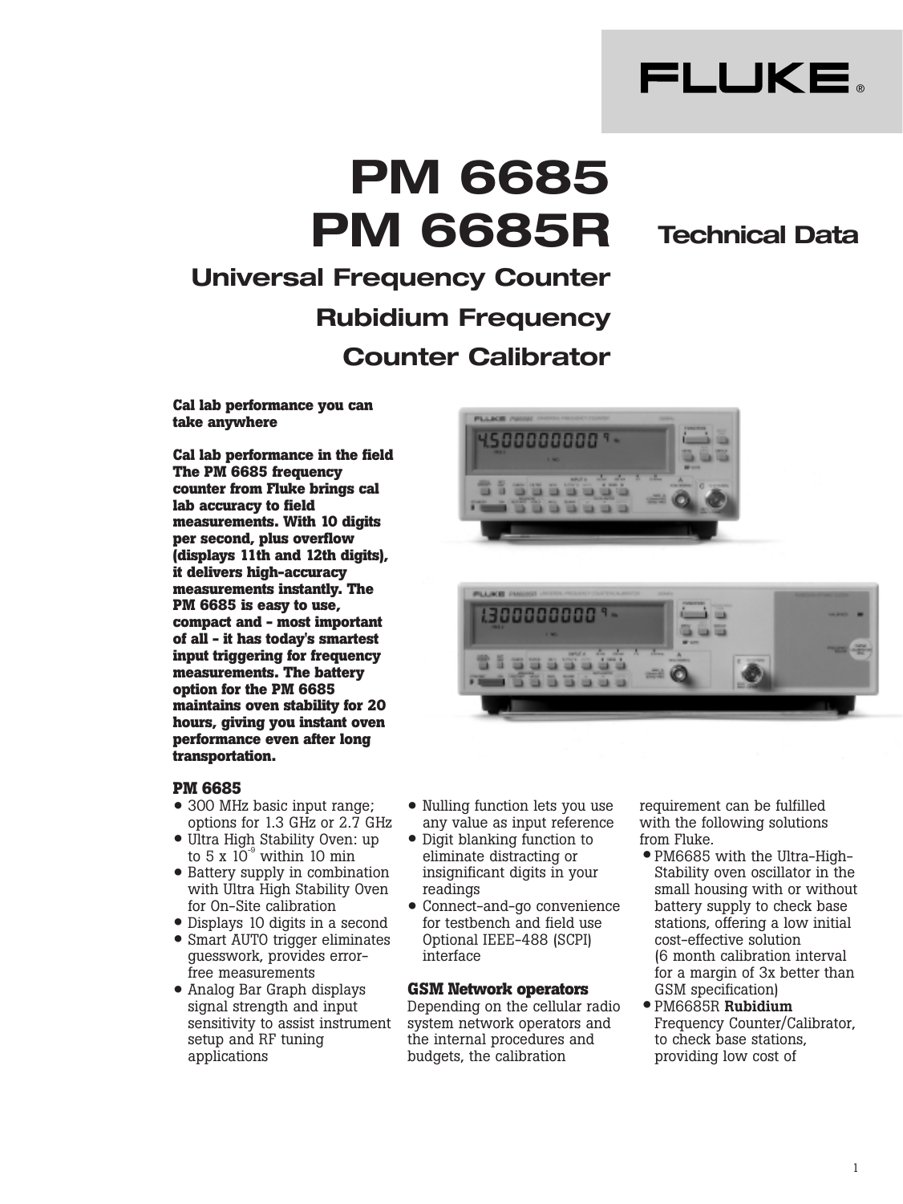FLUKE®

# PM 6685
# PM 6685R

## Technical Data

## Universal Frequency Counter
## Rubidium Frequency Counter Calibrator

**Cal lab performance you can take anywhere**

**Cal lab performance in the field**
**The PM 6685 frequency counter from Fluke brings cal lab accuracy to field measurements. With 10 digits per second, plus overflow (displays 11th and 12th digits), it delivers high-accuracy measurements instantly. The PM 6685 is easy to use, compact and - most important of all - it has today's smartest input triggering for frequency measurements. The battery option for the PM 6685 maintains oven stability for 20 hours, giving you instant oven performance even after long transportation.**

### PM 6685

- 300 MHz basic input range; options for 1.3 GHz or 2.7 GHz
- Ultra High Stability Oven: up to $5 \times 10^{-9}$ within 10 min
- Battery supply in combination with Ultra High Stability Oven for On-Site calibration
- Displays 10 digits in a second
- Smart AUTO trigger eliminates guesswork, provides error-free measurements
- Analog Bar Graph displays signal strength and input sensitivity to assist instrument setup and RF tuning applications
- Nulling function lets you use any value as input reference
- Digit blanking function to eliminate distracting or insignificant digits in your readings
- Connect-and-go convenience for testbench and field use Optional IEEE-488 (SCPI) interface

### GSM Network operators

Depending on the cellular radio system network operators and the internal procedures and budgets, the calibration requirement can be fulfilled with the following solutions from Fluke.

- PM6685 with the Ultra-High-Stability oven oscillator in the small housing with or without battery supply to check base stations, offering a low initial cost-effective solution (6 month calibration interval for a margin of 3x better than GSM specification)
- PM6685R **Rubidium** Frequency Counter/Calibrator, to check base stations, providing low cost of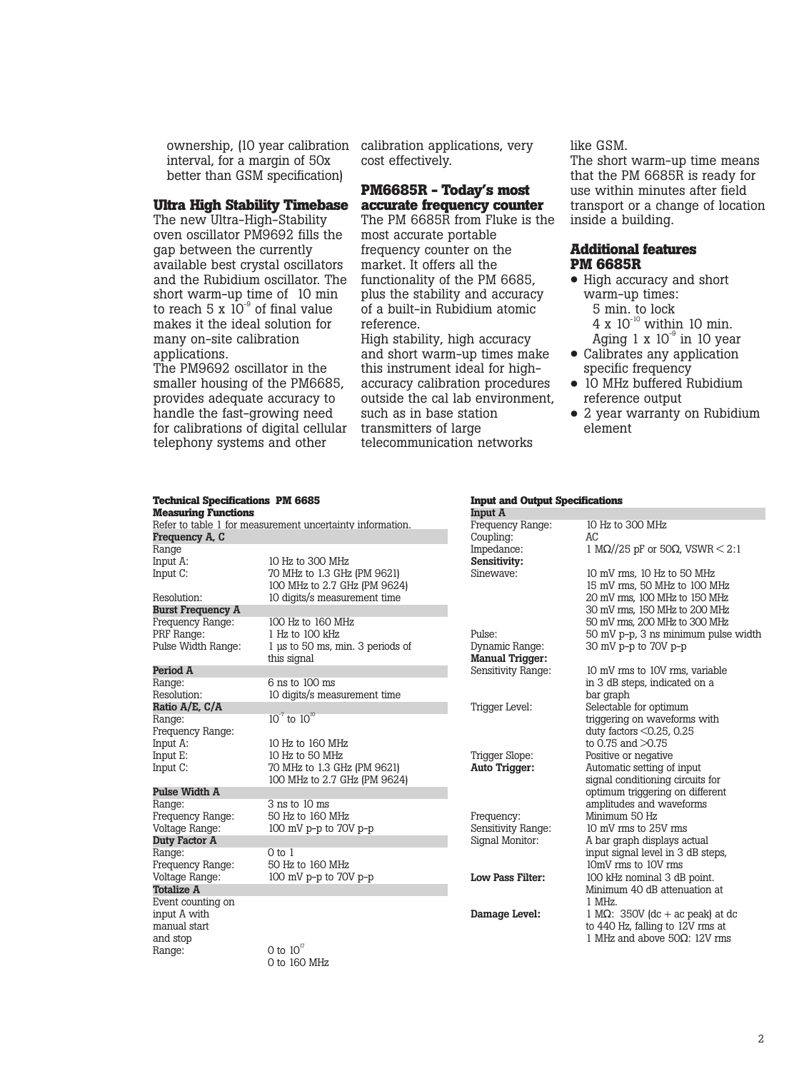ownership, (10 year calibration interval, for a margin of 50x better than GSM specification)

### Ultra High Stability Timebase

The new Ultra-High-Stability oven oscillator PM9692 fills the gap between the currently available best crystal oscillators and the Rubidium oscillator. The short warm-up time of 10 min to reach $5 \times 10^{-9}$ of final value makes it the ideal solution for many on-site calibration applications.

The PM9692 oscillator in the smaller housing of the PM6685, provides adequate accuracy to handle the fast-growing need for calibrations of digital cellular telephony systems and other calibration applications, very cost effectively.

### PM6685R - Today's most accurate frequency counter

The PM 6685R from Fluke is the most accurate portable frequency counter on the market. It offers all the functionality of the PM 6685, plus the stability and accuracy of a built-in Rubidium atomic reference.

High stability, high accuracy and short warm-up times make this instrument ideal for high-accuracy calibration procedures outside the cal lab environment, such as in base station transmitters of large telecommunication networks like GSM.

The short warm-up time means that the PM 6685R is ready for use within minutes after field transport or a change of location inside a building.

### Additional features PM 6685R

- High accuracy and short warm-up times:
  - 5 min. to lock
  - $4 \times 10^{-10}$ within 10 min.
  - Aging $1 \times 10^{-9}$ in 10 year
- Calibrates any application specific frequency
- 10 MHz buffered Rubidium reference output
- 2 year warranty on Rubidium element

#### Technical Specifications PM 6685

**Measuring Functions**

Refer to table 1 for measurement uncertainty information.

| **Frequency A, C** | |
|---|---|
| Range | |
| Input A: | 10 Hz to 300 MHz |
| Input C: | 70 MHz to 1.3 GHz (PM 9621)<br>100 MHz to 2.7 GHz (PM 9624) |
| Resolution: | 10 digits/s measurement time |
| **Burst Frequency A** | |
| Frequency Range: | 100 Hz to 160 MHz |
| PRF Range: | 1 Hz to 100 kHz |
| Pulse Width Range: | 1 µs to 50 ms, min. 3 periods of this signal |
| **Period A** | |
| Range: | 6 ns to 100 ms |
| Resolution: | 10 digits/s measurement time |
| **Ratio A/E, C/A** | |
| Range: | $10^{-7}$ to $10^{10}$ |
| Frequency Range: | |
| Input A: | 10 Hz to 160 MHz |
| Input E: | 10 Hz to 50 MHz |
| Input C: | 70 MHz to 1.3 GHz (PM 9621)<br>100 MHz to 2.7 GHz (PM 9624) |
| **Pulse Width A** | |
| Range: | 3 ns to 10 ms |
| Frequency Range: | 50 Hz to 160 MHz |
| Voltage Range: | 100 mV p-p to 70V p-p |
| **Duty Factor A** | |
| Range: | 0 to 1 |
| Frequency Range: | 50 Hz to 160 MHz |
| Voltage Range: | 100 mV p-p to 70V p-p |
| **Totalize A** | |
| Event counting on input A with manual start and stop | |
| Range: | 0 to $10^{17}$<br>0 to 160 MHz |

#### Input and Output Specifications

| **Input A** | |
|---|---|
| Frequency Range: | 10 Hz to 300 MHz |
| Coupling: | AC |
| Impedance: | 1 MΩ//25 pF or 50Ω, VSWR < 2:1 |
| **Sensitivity:** | |
| Sinewave: | 10 mV rms, 10 Hz to 50 MHz<br>15 mV rms, 50 MHz to 100 MHz<br>20 mV rms, 100 MHz to 150 MHz<br>30 mV rms, 150 MHz to 200 MHz<br>50 mV rms, 200 MHz to 300 MHz |
| Pulse: | 50 mV p-p, 3 ns minimum pulse width |
| Dynamic Range: | 30 mV p-p to 70V p-p |
| **Manual Trigger:** | |
| Sensitivity Range: | 10 mV rms to 10V rms, variable in 3 dB steps, indicated on a bar graph |
| Trigger Level: | Selectable for optimum triggering on waveforms with duty factors <0.25, 0.25 to 0.75 and >0.75 |
| Trigger Slope: | Positive or negative |
| **Auto Trigger:** | Automatic setting of input signal conditioning circuits for optimum triggering on different amplitudes and waveforms |
| Frequency: | Minimum 50 Hz |
| Sensitivity Range: | 10 mV rms to 25V rms |
| Signal Monitor: | A bar graph displays actual input signal level in 3 dB steps, 10mV rms to 10V rms |
| **Low Pass Filter:** | 100 kHz nominal 3 dB point. Minimum 40 dB attenuation at 1 MHz. |
| **Damage Level:** | 1 MΩ: 350V (dc + ac peak) at dc to 440 Hz, falling to 12V rms at 1 MHz and above 50Ω: 12V rms |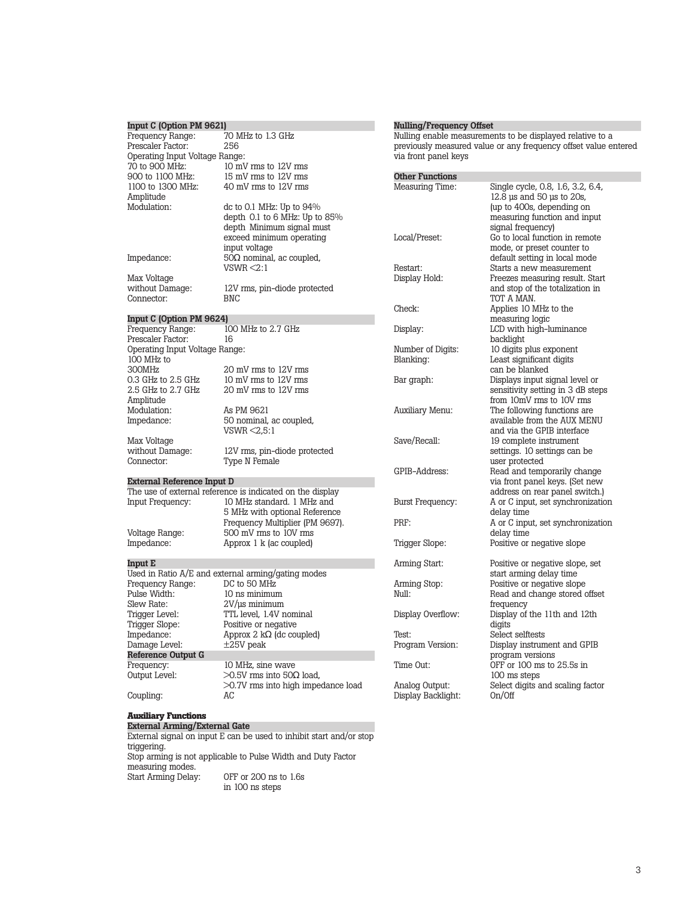### Input C (Option PM 9621)

| | |
|---|---|
| Frequency Range: | 70 MHz to 1.3 GHz |
| Prescaler Factor: | 256 |
| Operating Input Voltage Range: | |
| 70 to 900 MHz: | 10 mV rms to 12V rms |
| 900 to 1100 MHz: | 15 mV rms to 12V rms |
| 1100 to 1300 MHz: | 40 mV rms to 12V rms |
| Amplitude Modulation: | dc to 0.1 MHz: Up to 94% depth 0.1 to 6 MHz: Up to 85% depth Minimum signal must exceed minimum operating input voltage |
| Impedance: | 50Ω nominal, ac coupled, VSWR <2:1 |
| Max Voltage without Damage: | 12V rms, pin–diode protected |
| Connector: | BNC |

### Input C (Option PM 9624)

| | |
|---|---|
| Frequency Range: | 100 MHz to 2.7 GHz |
| Prescaler Factor: | 16 |
| Operating Input Voltage Range: | |
| 100 MHz to 300MHz | 20 mV rms to 12V rms |
| 0.3 GHz to 2.5 GHz | 10 mV rms to 12V rms |
| 2.5 GHz to 2.7 GHz | 20 mV rms to 12V rms |
| Amplitude Modulation: | As PM 9621 |
| Impedance: | 50 nominal, ac coupled, VSWR <2,5:1 |
| Max Voltage without Damage: | 12V rms, pin–diode protected |
| Connector: | Type N Female |

### External Reference Input D

The use of external reference is indicated on the display

| | |
|---|---|
| Input Frequency: | 10 MHz standard. 1 MHz and 5 MHz with optional Reference Frequency Multiplier (PM 9697). |
| Voltage Range: | 500 mV rms to 10V rms |
| Impedance: | Approx 1 k (ac coupled) |

### Input E

Used in Ratio A/E and external arming/gating modes

| | |
|---|---|
| Frequency Range: | DC to 50 MHz |
| Pulse Width: | 10 ns minimum |
| Slew Rate: | 2V/µs minimum |
| Trigger Level: | TTL level, 1.4V nominal |
| Trigger Slope: | Positive or negative |
| Impedance: | Approx 2 kΩ (dc coupled) |
| Damage Level: | ±25V peak |

### Reference Output G

| | |
|---|---|
| Frequency: | 10 MHz, sine wave |
| Output Level: | >0.5V rms into 50Ω load, >0.7V rms into high impedance load |
| Coupling: | AC |

## Auxiliary Functions

### External Arming/External Gate

External signal on input E can be used to inhibit start and/or stop triggering.

Stop arming is not applicable to Pulse Width and Duty Factor measuring modes.

| | |
|---|---|
| Start Arming Delay: | OFF or 200 ns to 1.6s in 100 ns steps |

### Nulling/Frequency Offset

Nulling enable measurements to be displayed relative to a previously measured value or any frequency offset value entered via front panel keys

### Other Functions

| | |
|---|---|
| Measuring Time: | Single cycle, 0.8, 1.6, 3.2, 6.4, 12.8 µs and 50 µs to 20s, (up to 400s, depending on measuring function and input signal frequency) |
| Local/Preset: | Go to local function in remote mode, or preset counter to default setting in local mode |
| Restart: | Starts a new measurement |
| Display Hold: | Freezes measuring result. Start and stop of the totalization in TOT A MAN. |
| Check: | Applies 10 MHz to the measuring logic |
| Display: | LCD with high–luminance backlight |
| Number of Digits: | 10 digits plus exponent |
| Blanking: | Least significant digits can be blanked |
| Bar graph: | Displays input signal level or sensitivity setting in 3 dB steps from 10mV rms to 10V rms |
| Auxiliary Menu: | The following functions are available from the AUX MENU and via the GPIB interface |
| Save/Recall: | 19 complete instrument settings. 10 settings can be user protected |
| GPIB–Address: | Read and temporarily change via front panel keys. (Set new address on rear panel switch.) |
| Burst Frequency: | A or C input, set synchronization delay time |
| PRF: | A or C input, set synchronization delay time |
| Trigger Slope: | Positive or negative slope |
| Arming Start: | Positive or negative slope, set start arming delay time |
| Arming Stop: | Positive or negative slope |
| Null: | Read and change stored offset frequency |
| Display Overflow: | Display of the 11th and 12th digits |
| Test: | Select selftests |
| Program Version: | Display instrument and GPIB program versions |
| Time Out: | OFF or 100 ms to 25.5s in 100 ms steps |
| Analog Output: | Select digits and scaling factor |
| Display Backlight: | On/Off |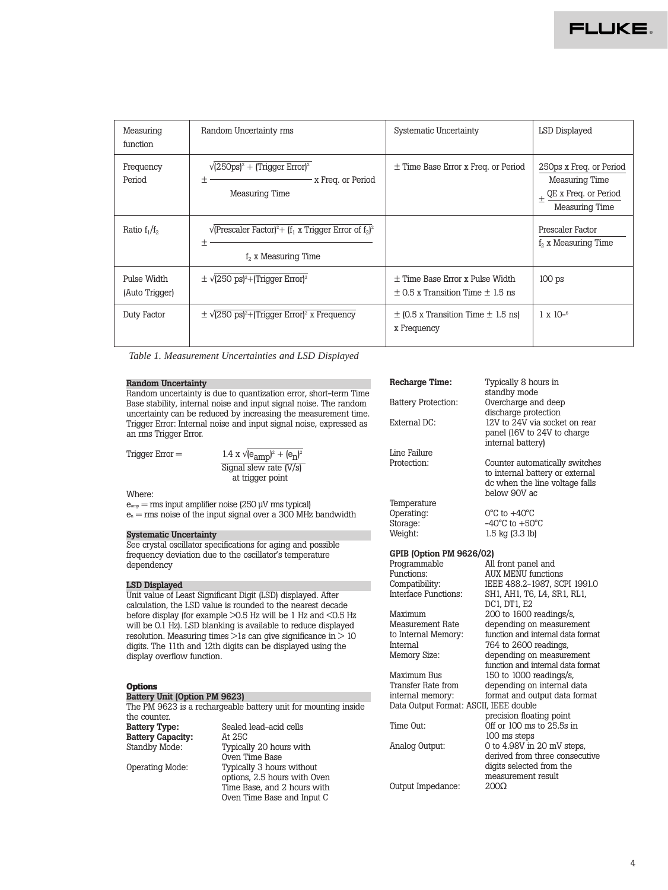| Measuring function | Random Uncertainty rms | Systematic Uncertainty | LSD Displayed |
|---|---|---|---|
| Frequency Period | $\pm \frac{\sqrt{(250\text{ps})^2 + (\text{Trigger Error})^2}}{\text{Measuring Time}}$ x Freq. or Period | ± Time Base Error x Freq. or Period | $\frac{250\text{ps x Freq. or Period}}{\text{Measuring Time}} \pm \frac{\text{QE x Freq. or Period}}{\text{Measuring Time}}$ |
| Ratio $f_1/f_2$ | $\pm \frac{\sqrt{(\text{Prescaler Factor})^2 + (f_1 \text{ x Trigger Error of } f_2)^2}}{f_2 \text{ x Measuring Time}}$ | | $\frac{\text{Prescaler Factor}}{f_2 \text{ x Measuring Time}}$ |
| Pulse Width (Auto Trigger) | $\pm \sqrt{(250\text{ ps})^2 + (\text{Trigger Error})^2}$ | ± Time Base Error x Pulse Width ± 0.5 x Transition Time ± 1.5 ns | 100 ps |
| Duty Factor | $\pm \sqrt{(250\text{ ps})^2 + (\text{Trigger Error})^2 \text{ x Frequency}}$ | ± (0.5 x Transition Time ± 1.5 ns) x Frequency | 1 x $10^{-6}$ |

*Table 1. Measurement Uncertainties and LSD Displayed*

**Random Uncertainty**

Random uncertainty is due to quantization error, short-term Time Base stability, internal noise and input signal noise. The random uncertainty can be reduced by increasing the measurement time. Trigger Error: Internal noise and input signal noise, expressed as an rms Trigger Error.

$$\text{Trigger Error} = \frac{1.4 \text{ x } \sqrt{(e_{amp})^2 + (e_n)^2}}{\text{Signal slew rate (V/s) at trigger point}}$$

Where:
$e_{amp}$ = rms input amplifier noise (250 µV rms typical)
$e_n$ = rms noise of the input signal over a 300 MHz bandwidth

**Systematic Uncertainty**

See crystal oscillator specifications for aging and possible frequency deviation due to the oscillator's temperature dependency

**LSD Displayed**

Unit value of Least Significant Digit (LSD) displayed. After calculation, the LSD value is rounded to the nearest decade before display (for example >0.5 Hz will be 1 Hz and <0.5 Hz will be 0.1 Hz). LSD blanking is available to reduce displayed resolution. Measuring times >1s can give significance in > 10 digits. The 11th and 12th digits can be displayed using the display overflow function.

**Options**

**Battery Unit (Option PM 9623)**

The PM 9623 is a rechargeable battery unit for mounting inside the counter.

**Battery Type:** Sealed lead-acid cells
**Battery Capacity:** At 25C
Standby Mode: Typically 20 hours with Oven Time Base
Operating Mode: Typically 3 hours without options, 2.5 hours with Oven Time Base, and 2 hours with Oven Time Base and Input C
**Recharge Time:** Typically 8 hours in standby mode
Battery Protection: Overcharge and deep discharge protection
External DC: 12V to 24V via socket on rear panel (16V to 24V to charge internal battery)
Line Failure Protection: Counter automatically switches to internal battery or external dc when the line voltage falls below 90V ac
Temperature
Operating: 0°C to +40°C
Storage: –40°C to +50°C
Weight: 1.5 kg (3.3 lb)

**GPIB (Option PM 9626/02)**

Programmable Functions: All front panel and AUX MENU functions
Compatibility: IEEE 488.2-1987, SCPI 1991.0
Interface Functions: SH1, AH1, T6, L4, SR1, RL1, DC1, DT1, E2
Maximum Measurement Rate to Internal Memory: 200 to 1600 readings/s, depending on measurement function and internal data format
Internal Memory Size: 764 to 2600 readings, depending on measurement function and internal data format
Maximum Bus Transfer Rate from internal memory: 150 to 1000 readings/s, depending on internal data format and output data format
Data Output Format: ASCII, IEEE double precision floating point
Time Out: Off or 100 ms to 25.5s in 100 ms steps
Analog Output: 0 to 4.98V in 20 mV steps, derived from three consecutive digits selected from the measurement result
Output Impedance: 200Ω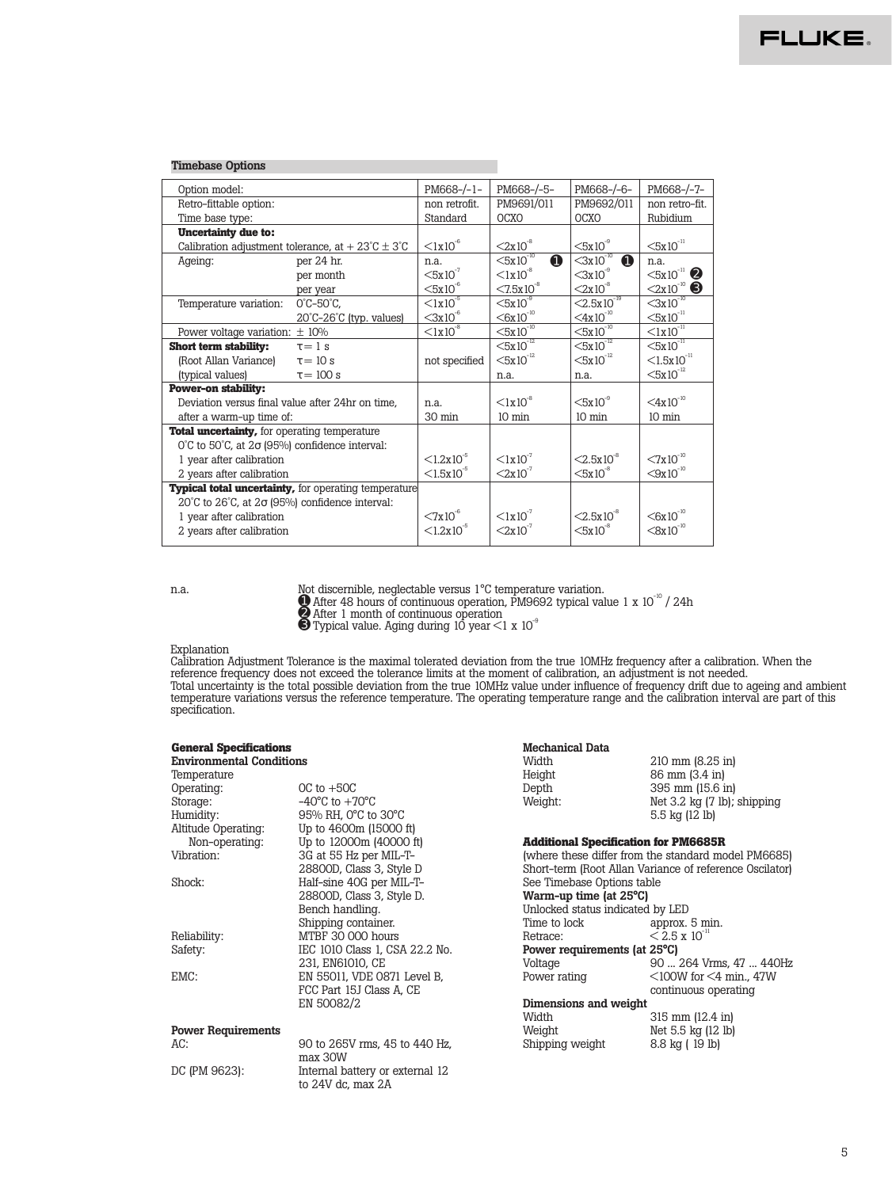### Timebase Options

| Option model: | | PM668-/-1- | PM668-/-5- | PM668-/-6- | PM668-/-7- |
|---|---|---|---|---|---|
| Retro-fittable option: | | non retrofit. | PM9691/011 | PM9692/011 | non retro-fit. |
| Time base type: | | Standard | OCXO | OCXO | Rubidium |
| **Uncertainty due to:** | | | | | |
| Calibration adjustment tolerance, at + 23°C ± 3°C | | $<1x10^{-6}$ | $<2x10^{-8}$ | $<5x10^{-9}$ | $<5x10^{-11}$ |
| Ageing: | per 24 hr. | n.a. | $<5x10^{-10}$ ❶ | $<3x10^{-10}$ ❶ | n.a. |
| | per month | $<5x10^{-7}$ | $<1x10^{-8}$ | $<3x10^{-9}$ | $<5x10^{-11}$ ❷ |
| | per year | $<5x10^{-6}$ | $<7.5x10^{-8}$ | $<2x10^{-8}$ | $<2x10^{-10}$ ❸ |
| Temperature variation: | 0°C-50°C, | $<1x10^{-5}$ | $<5x10^{-9}$ | $<2.5x10^{-10}$ | $<3x10^{-10}$ |
| | 20°C-26°C (typ. values) | $<3x10^{-6}$ | $<6x10^{-10}$ | $<4x10^{-10}$ | $<5x10^{-11}$ |
| Power voltage variation: ± 10% | | $<1x10^{-8}$ | $<5x10^{-10}$ | $<5x10^{-10}$ | $<1x10^{-11}$ |
| **Short term stability:** | τ = 1 s | not specified | $<5x10^{-12}$ | $<5x10^{-12}$ | $<5x10^{-11}$ |
| (Root Allan Variance) | τ = 10 s | | $<5x10^{-12}$ | $<5x10^{-12}$ | $<1.5x10^{-11}$ |
| (typical values) | τ = 100 s | | n.a. | n.a. | $<5x10^{-12}$ |
| **Power-on stability:** | | | | | |
| Deviation versus final value after 24hr on time, | | n.a. | $<1x10^{-8}$ | $<5x10^{-9}$ | $<4x10^{-10}$ |
| after a warm-up time of: | | 30 min | 10 min | 10 min | 10 min |
| **Total uncertainty,** for operating temperature 0°C to 50°C, at 2σ (95%) confidence interval: | | | | | |
| 1 year after calibration | | $<1.2x10^{-5}$ | $<1x10^{-7}$ | $<2.5x10^{-8}$ | $<7x10^{-10}$ |
| 2 years after calibration | | $<1.5x10^{-5}$ | $<2x10^{-7}$ | $<5x10^{-8}$ | $<9x10^{-10}$ |
| **Typical total uncertainty,** for operating temperature 20°C to 26°C, at 2σ (95%) confidence interval: | | | | | |
| 1 year after calibration | | $<7x10^{-6}$ | $<1x10^{-7}$ | $<2.5x10^{-8}$ | $<6x10^{-10}$ |
| 2 years after calibration | | $<1.2x10^{-5}$ | $<2x10^{-7}$ | $<5x10^{-8}$ | $<8x10^{-10}$ |

n.a. Not discernible, neglectable versus 1°C temperature variation.
❶ After 48 hours of continuous operation, PM9692 typical value $1 \times 10^{-10}$ / 24h
❷ After 1 month of continuous operation
❸ Typical value. Aging during 10 year $<1 \times 10^{-9}$

Explanation
Calibration Adjustment Tolerance is the maximal tolerated deviation from the true 10MHz frequency after a calibration. When the reference frequency does not exceed the tolerance limits at the moment of calibration, an adjustment is not needed.
Total uncertainty is the total possible deviation from the true 10MHz value under influence of frequency drift due to ageing and ambient temperature variations versus the reference temperature. The operating temperature range and the calibration interval are part of this specification.

### General Specifications

**Environmental Conditions**

Temperature

| | |
|---|---|
| Operating: | 0C to +50C |
| Storage: | -40°C to +70°C |
| Humidity: | 95% RH, 0°C to 30°C |
| Altitude Operating: | Up to 4600m (15000 ft) |
| Non-operating: | Up to 12000m (40000 ft) |
| Vibration: | 3G at 55 Hz per MIL-T-28800D, Class 3, Style D |
| Shock: | Half-sine 40G per MIL-T-28800D, Class 3, Style D. Bench handling. Shipping container. |
| Reliability: | MTBF 30 000 hours |
| Safety: | IEC 1010 Class 1, CSA 22.2 No. 231, EN61010, CE |
| EMC: | EN 55011, VDE 0871 Level B, FCC Part 15J Class A, CE EN 50082/2 |

**Power Requirements**

| | |
|---|---|
| AC: | 90 to 265V rms, 45 to 440 Hz, max 30W |
| DC (PM 9623): | Internal battery or external 12 to 24V dc, max 2A |

**Mechanical Data**

| | |
|---|---|
| Width | 210 mm (8.25 in) |
| Height | 86 mm (3.4 in) |
| Depth | 395 mm (15.6 in) |
| Weight: | Net 3.2 kg (7 lb); shipping 5.5 kg (12 lb) |

**Additional Specification for PM6685R**

(where these differ from the standard model PM6685)
Short-term (Root Allan Variance of reference Oscilator)
See Timebase Options table

**Warm-up time (at 25°C)**

Unlocked status indicated by LED

| | |
|---|---|
| Time to lock | approx. 5 min. |
| Retrace: | $< 2.5 \times 10^{-11}$ |

**Power requirements (at 25°C)**

| | |
|---|---|
| Voltage | 90 ... 264 Vrms, 47 ... 440Hz |
| Power rating | <100W for <4 min., 47W continuous operating |

**Dimensions and weight**

| | |
|---|---|
| Width | 315 mm (12.4 in) |
| Weight | Net 5.5 kg (12 lb) |
| Shipping weight | 8.8 kg ( 19 lb) |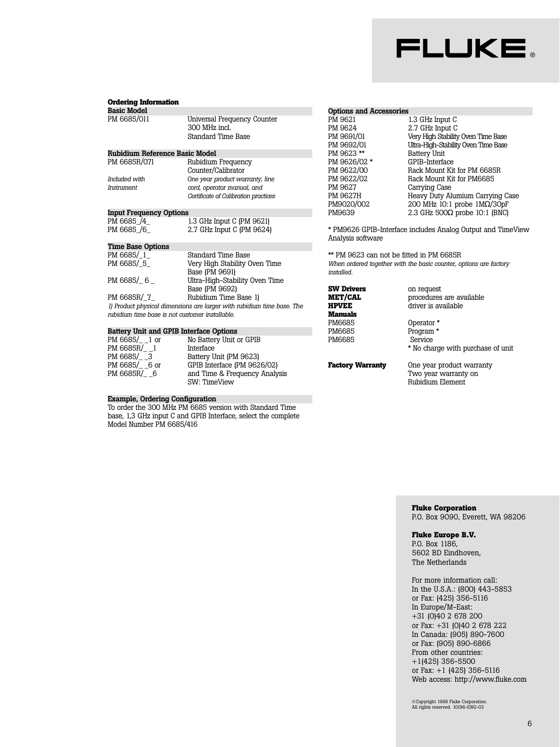FLUKE®

## Ordering Information

### Basic Model

| | |
|---|---|
| PM 6685/011 | Universal Frequency Counter 300 MHz incl. Standard Time Base |

### Rubidium Reference Basic Model

| | |
|---|---|
| PM 6685R/071 | Rubidium Frequency Counter/Calibrator |
| *Included with Instrument* | *One year product warranty, line cord, operator manual, and Certificate of Calibration practices* |

### Input Frequency Options

| | |
|---|---|
| PM 6685_/4_ | 1.3 GHz Input C (PM 9621) |
| PM 6685_/6_ | 2.7 GHz Input C (PM 9624) |

### Time Base Options

| | |
|---|---|
| PM 6685/_1_ | Standard Time Base |
| PM 6685/_5_ | Very High Stability Oven Time Base (PM 9691) |
| PM 6685/_ 6 _ | Ultra-High-Stability Oven Time Base (PM 9692) |
| PM 6685R/_7_ | Rubidium Time Base 1) |

*1) Product physical dimensions are larger with rubidium time base. The rubidium time base is not customer installable.*

### Battery Unit and GPIB Interface Options

| | |
|---|---|
| PM 6685/_ _1 or PM 6685R/_ _1 | No Battery Unit or GPIB Interface |
| PM 6685/_ _3 | Battery Unit (PM 9623) |
| PM 6685/_ _6 or PM 6685R/_ _6 | GPIB Interface (PM 9626/02) and Time & Frequency Analysis SW: TimeView |

### Example, Ordering Configuration

To order the 300 MHz PM 6685 version with Standard Time base, 1,3 GHz input C and GPIB Interface, select the complete Model Number PM 6685/416

### Options and Accessories

| | |
|---|---|
| PM 9621 | 1.3 GHz Input C |
| PM 9624 | 2.7 GHz Input C |
| PM 9691/01 | Very High Stability Oven Time Base |
| PM 9692/01 | Ultra-High-Stability Oven Time Base |
| PM 9623 ** | Battery Unit |
| PM 9626/02 * | GPIB-Interface |
| PM 9622/00 | Rack Mount Kit for PM 6685R |
| PM 9622/02 | Rack Mount Kit for PM6685 |
| PM 9627 | Carrying Case |
| PM 9627H | Heavy Duty Alumium Carrying Case |
| PM9020/002 | 200 MHz 10:1 probe 1MΩ/30pF |
| PM9639 | 2.3 GHz 500Ω probe 10:1 (BNC) |

* PM9626 GPIB-Interface includes Analog Output and TimeView Analysis software

** PM 9623 can not be fitted in PM 6685R

*When ordered together with the basic counter, options are factory installed.*

| | |
|---|---|
| **SW Drivers** | on request |
| **MET/CAL** | procedures are available |
| **HPVEE** | driver is available |
| **Manuals** | |
| PM6685 | Operator * |
| PM6685 | Program * |
| PM6685 | Service |
| | * No charge with purchase of unit |
| **Factory Warranty** | One year product warranty Two year warranty on Rubidium Element |

**Fluke Corporation**
P.O. Box 9090, Everett, WA 98206

**Fluke Europe B.V.**
P.O. Box 1186,
5602 BD Eindhoven,
The Netherlands

For more information call:
In the U.S.A.: (800) 443-5853
or Fax: (425) 356-5116
In Europe/M-East:
+31 (0)40 2 678 200
or Fax: +31 (0)40 2 678 222
In Canada: (905) 890-7600
or Fax: (905) 890-6866
From other countries:
+1(425) 356-5500
or Fax: +1 (425) 356-5116
Web access: http://www.fluke.com

©Copyright 1998 Fluke Corporation.
All rights reserved. 10196-ENG-03